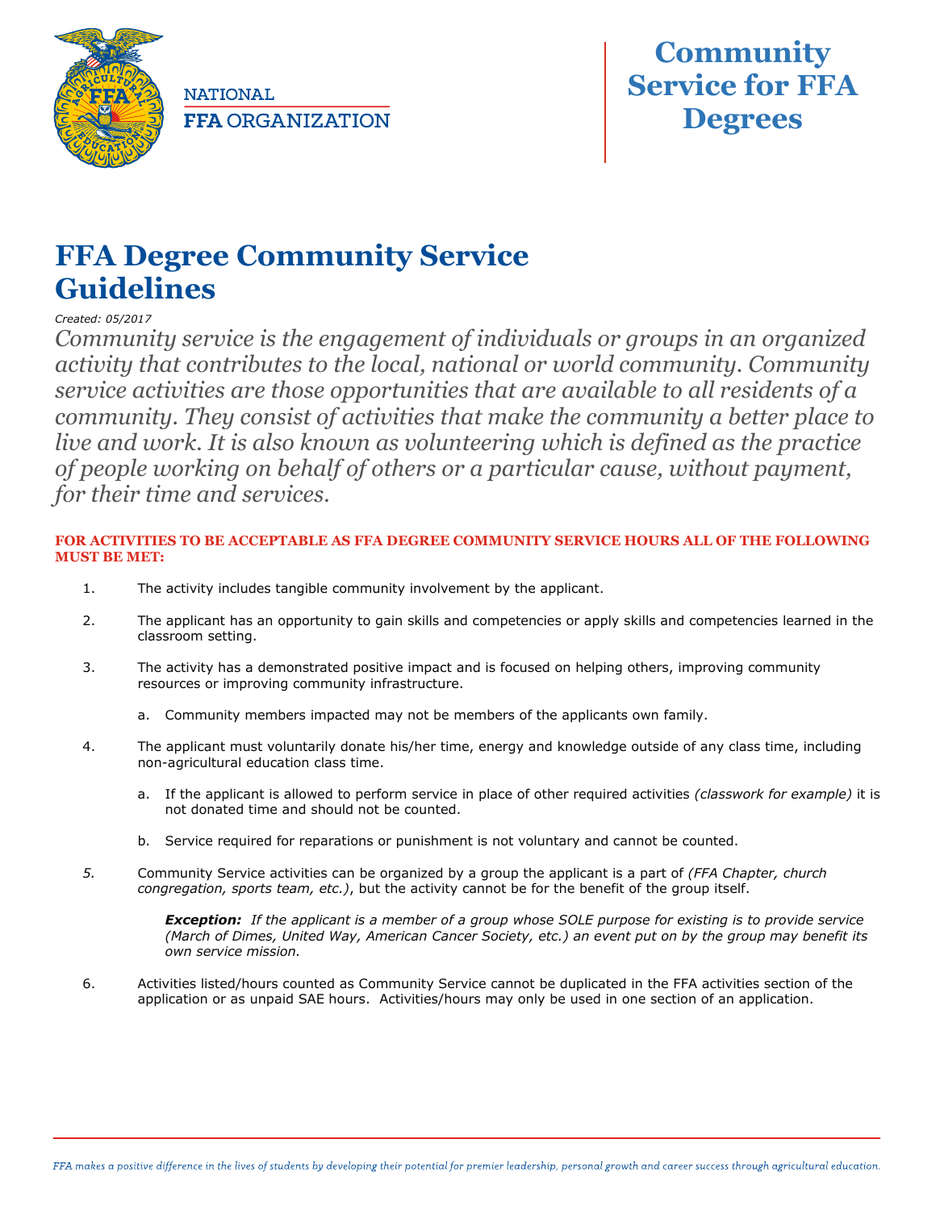NATIONAL
**FFA** ORGANIZATION

# Community Service for FFA Degrees

## FFA Degree Community Service Guidelines

*Created: 05/2017*

*Community service is the engagement of individuals or groups in an organized activity that contributes to the local, national or world community. Community service activities are those opportunities that are available to all residents of a community. They consist of activities that make the community a better place to live and work. It is also known as volunteering which is defined as the practice of people working on behalf of others or a particular cause, without payment, for their time and services.*

**FOR ACTIVITIES TO BE ACCEPTABLE AS FFA DEGREE COMMUNITY SERVICE HOURS ALL OF THE FOLLOWING MUST BE MET:**

1. The activity includes tangible community involvement by the applicant.
2. The applicant has an opportunity to gain skills and competencies or apply skills and competencies learned in the classroom setting.
3. The activity has a demonstrated positive impact and is focused on helping others, improving community resources or improving community infrastructure.
   a. Community members impacted may not be members of the applicants own family.
4. The applicant must voluntarily donate his/her time, energy and knowledge outside of any class time, including non-agricultural education class time.
   a. If the applicant is allowed to perform service in place of other required activities *(classwork for example)* it is not donated time and should not be counted.
   b. Service required for reparations or punishment is not voluntary and cannot be counted.
5. Community Service activities can be organized by a group the applicant is a part of *(FFA Chapter, church congregation, sports team, etc.)*, but the activity cannot be for the benefit of the group itself.

   ***Exception:*** *If the applicant is a member of a group whose SOLE purpose for existing is to provide service (March of Dimes, United Way, American Cancer Society, etc.) an event put on by the group may benefit its own service mission.*
6. Activities listed/hours counted as Community Service cannot be duplicated in the FFA activities section of the application or as unpaid SAE hours. Activities/hours may only be used in one section of an application.

*FFA makes a positive difference in the lives of students by developing their potential for premier leadership, personal growth and career success through agricultural education.*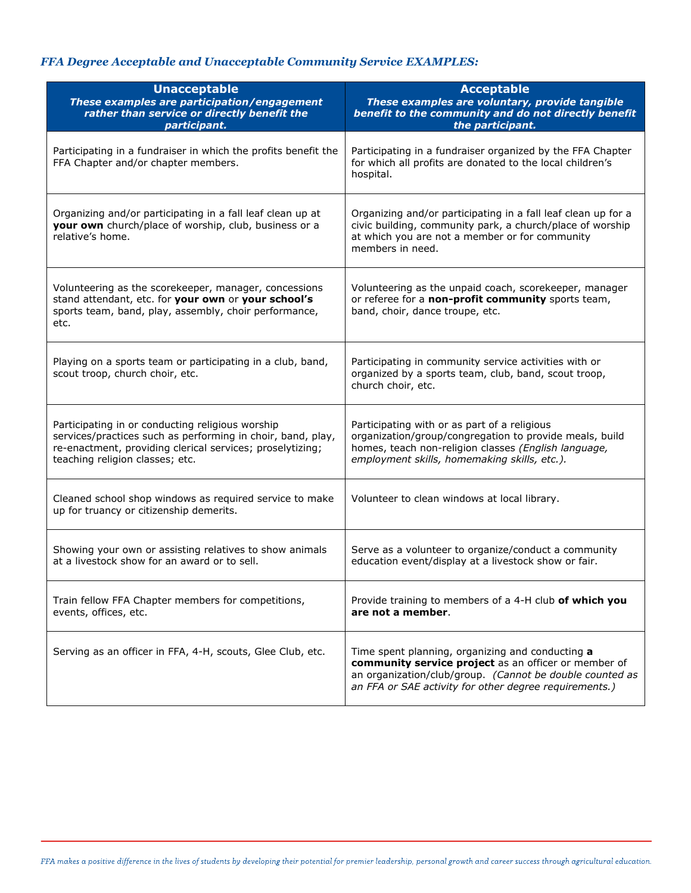*FFA Degree Acceptable and Unacceptable Community Service EXAMPLES:*

| **Unacceptable** *These examples are participation/engagement rather than service or directly benefit the participant.* | **Acceptable** *These examples are voluntary, provide tangible benefit to the community and do not directly benefit the participant.* |
|---|---|
| Participating in a fundraiser in which the profits benefit the FFA Chapter and/or chapter members. | Participating in a fundraiser organized by the FFA Chapter for which all profits are donated to the local children's hospital. |
| Organizing and/or participating in a fall leaf clean up at **your own** church/place of worship, club, business or a relative's home. | Organizing and/or participating in a fall leaf clean up for a civic building, community park, a church/place of worship at which you are not a member or for community members in need. |
| Volunteering as the scorekeeper, manager, concessions stand attendant, etc. for **your own** or **your school's** sports team, band, play, assembly, choir performance, etc. | Volunteering as the unpaid coach, scorekeeper, manager or referee for a **non-profit community** sports team, band, choir, dance troupe, etc. |
| Playing on a sports team or participating in a club, band, scout troop, church choir, etc. | Participating in community service activities with or organized by a sports team, club, band, scout troop, church choir, etc. |
| Participating in or conducting religious worship services/practices such as performing in choir, band, play, re-enactment, providing clerical services; proselytizing; teaching religion classes; etc. | Participating with or as part of a religious organization/group/congregation to provide meals, build homes, teach non-religion classes *(English language, employment skills, homemaking skills, etc.).* |
| Cleaned school shop windows as required service to make up for truancy or citizenship demerits. | Volunteer to clean windows at local library. |
| Showing your own or assisting relatives to show animals at a livestock show for an award or to sell. | Serve as a volunteer to organize/conduct a community education event/display at a livestock show or fair. |
| Train fellow FFA Chapter members for competitions, events, offices, etc. | Provide training to members of a 4-H club **of which you are not a member**. |
| Serving as an officer in FFA, 4-H, scouts, Glee Club, etc. | Time spent planning, organizing and conducting **a community service project** as an officer or member of an organization/club/group. *(Cannot be double counted as an FFA or SAE activity for other degree requirements.)* |

*FFA makes a positive difference in the lives of students by developing their potential for premier leadership, personal growth and career success through agricultural education.*